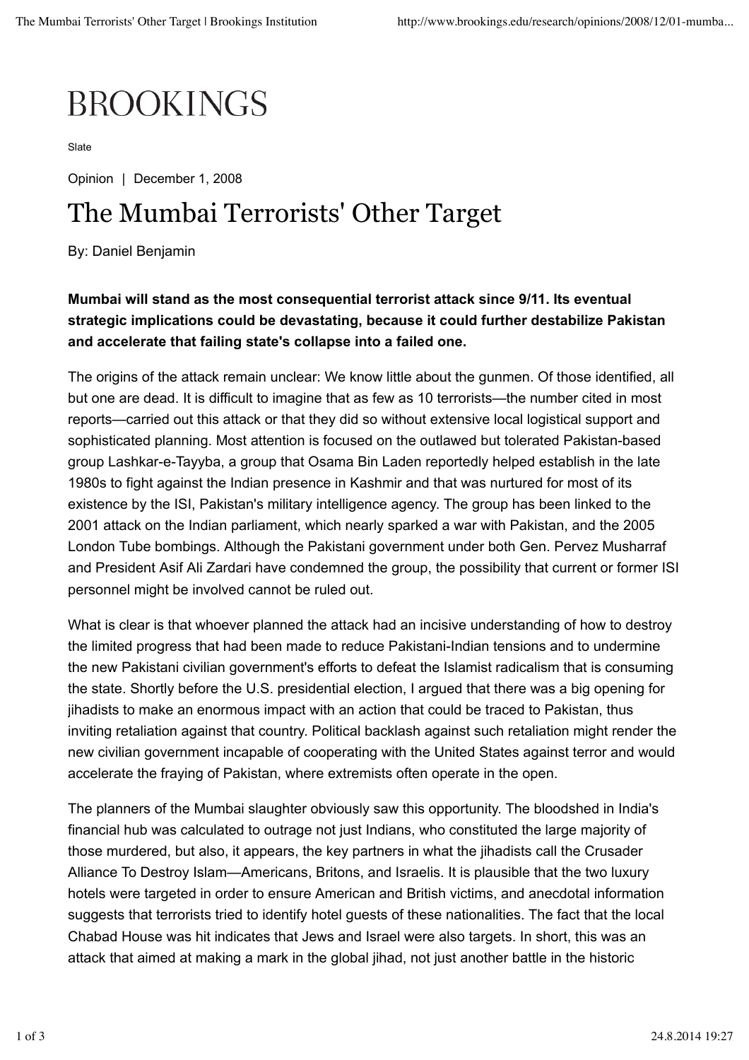BROOKINGS

Slate

Opinion | December 1, 2008

# The Mumbai Terrorists' Other Target

By: Daniel Benjamin

**Mumbai will stand as the most consequential terrorist attack since 9/11. Its eventual strategic implications could be devastating, because it could further destabilize Pakistan and accelerate that failing state's collapse into a failed one.**

The origins of the attack remain unclear: We know little about the gunmen. Of those identified, all but one are dead. It is difficult to imagine that as few as 10 terrorists—the number cited in most reports—carried out this attack or that they did so without extensive local logistical support and sophisticated planning. Most attention is focused on the outlawed but tolerated Pakistan-based group Lashkar-e-Tayyba, a group that Osama Bin Laden reportedly helped establish in the late 1980s to fight against the Indian presence in Kashmir and that was nurtured for most of its existence by the ISI, Pakistan's military intelligence agency. The group has been linked to the 2001 attack on the Indian parliament, which nearly sparked a war with Pakistan, and the 2005 London Tube bombings. Although the Pakistani government under both Gen. Pervez Musharraf and President Asif Ali Zardari have condemned the group, the possibility that current or former ISI personnel might be involved cannot be ruled out.

What is clear is that whoever planned the attack had an incisive understanding of how to destroy the limited progress that had been made to reduce Pakistani-Indian tensions and to undermine the new Pakistani civilian government's efforts to defeat the Islamist radicalism that is consuming the state. Shortly before the U.S. presidential election, I argued that there was a big opening for jihadists to make an enormous impact with an action that could be traced to Pakistan, thus inviting retaliation against that country. Political backlash against such retaliation might render the new civilian government incapable of cooperating with the United States against terror and would accelerate the fraying of Pakistan, where extremists often operate in the open.

The planners of the Mumbai slaughter obviously saw this opportunity. The bloodshed in India's financial hub was calculated to outrage not just Indians, who constituted the large majority of those murdered, but also, it appears, the key partners in what the jihadists call the Crusader Alliance To Destroy Islam—Americans, Britons, and Israelis. It is plausible that the two luxury hotels were targeted in order to ensure American and British victims, and anecdotal information suggests that terrorists tried to identify hotel guests of these nationalities. The fact that the local Chabad House was hit indicates that Jews and Israel were also targets. In short, this was an attack that aimed at making a mark in the global jihad, not just another battle in the historic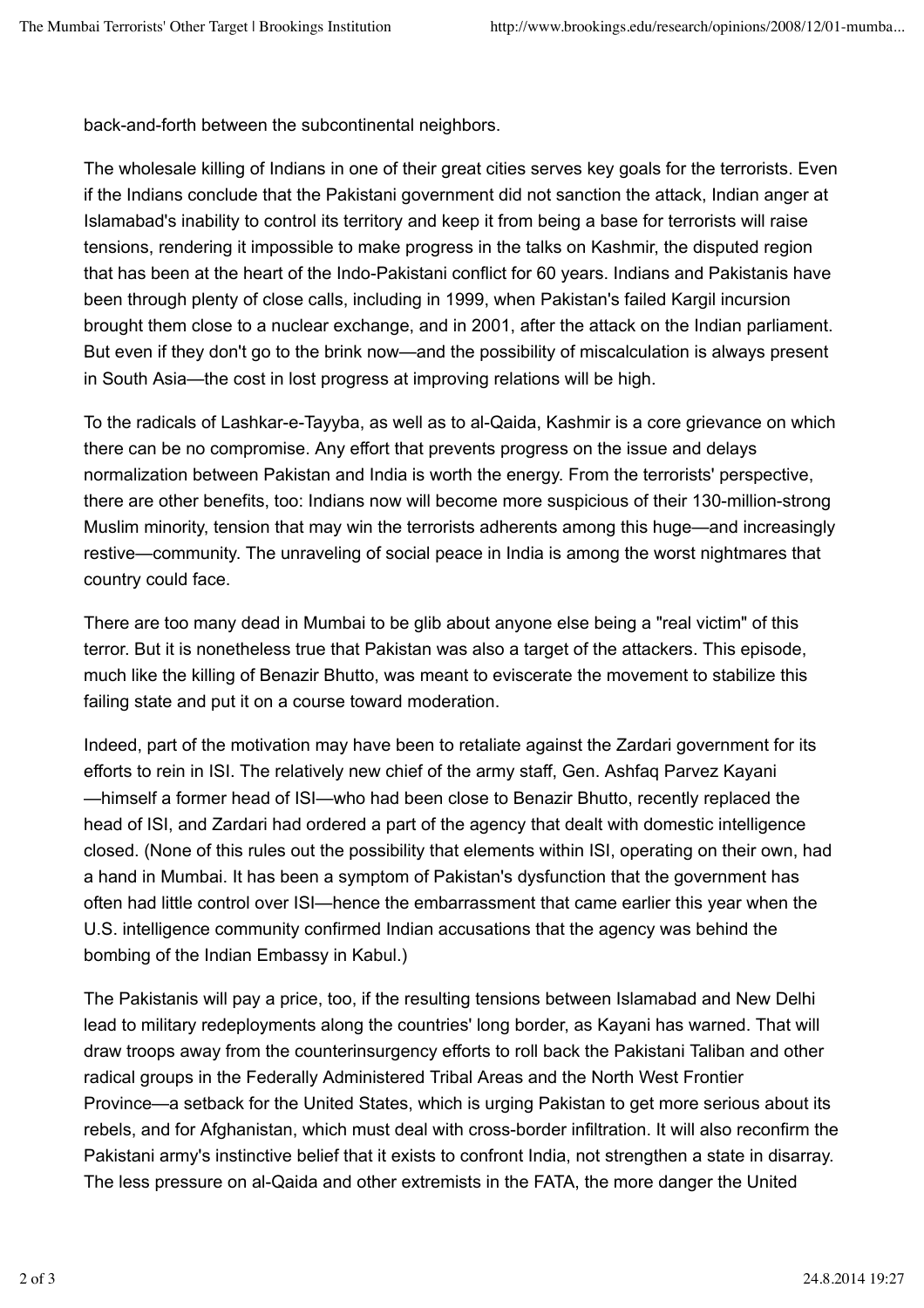back-and-forth between the subcontinental neighbors.

The wholesale killing of Indians in one of their great cities serves key goals for the terrorists. Even if the Indians conclude that the Pakistani government did not sanction the attack, Indian anger at Islamabad's inability to control its territory and keep it from being a base for terrorists will raise tensions, rendering it impossible to make progress in the talks on Kashmir, the disputed region that has been at the heart of the Indo-Pakistani conflict for 60 years. Indians and Pakistanis have been through plenty of close calls, including in 1999, when Pakistan's failed Kargil incursion brought them close to a nuclear exchange, and in 2001, after the attack on the Indian parliament. But even if they don't go to the brink now—and the possibility of miscalculation is always present in South Asia—the cost in lost progress at improving relations will be high.

To the radicals of Lashkar-e-Tayyba, as well as to al-Qaida, Kashmir is a core grievance on which there can be no compromise. Any effort that prevents progress on the issue and delays normalization between Pakistan and India is worth the energy. From the terrorists' perspective, there are other benefits, too: Indians now will become more suspicious of their 130-million-strong Muslim minority, tension that may win the terrorists adherents among this huge—and increasingly restive—community. The unraveling of social peace in India is among the worst nightmares that country could face.

There are too many dead in Mumbai to be glib about anyone else being a "real victim" of this terror. But it is nonetheless true that Pakistan was also a target of the attackers. This episode, much like the killing of Benazir Bhutto, was meant to eviscerate the movement to stabilize this failing state and put it on a course toward moderation.

Indeed, part of the motivation may have been to retaliate against the Zardari government for its efforts to rein in ISI. The relatively new chief of the army staff, Gen. Ashfaq Parvez Kayani —himself a former head of ISI—who had been close to Benazir Bhutto, recently replaced the head of ISI, and Zardari had ordered a part of the agency that dealt with domestic intelligence closed. (None of this rules out the possibility that elements within ISI, operating on their own, had a hand in Mumbai. It has been a symptom of Pakistan's dysfunction that the government has often had little control over ISI—hence the embarrassment that came earlier this year when the U.S. intelligence community confirmed Indian accusations that the agency was behind the bombing of the Indian Embassy in Kabul.)

The Pakistanis will pay a price, too, if the resulting tensions between Islamabad and New Delhi lead to military redeployments along the countries' long border, as Kayani has warned. That will draw troops away from the counterinsurgency efforts to roll back the Pakistani Taliban and other radical groups in the Federally Administered Tribal Areas and the North West Frontier Province—a setback for the United States, which is urging Pakistan to get more serious about its rebels, and for Afghanistan, which must deal with cross-border infiltration. It will also reconfirm the Pakistani army's instinctive belief that it exists to confront India, not strengthen a state in disarray. The less pressure on al-Qaida and other extremists in the FATA, the more danger the United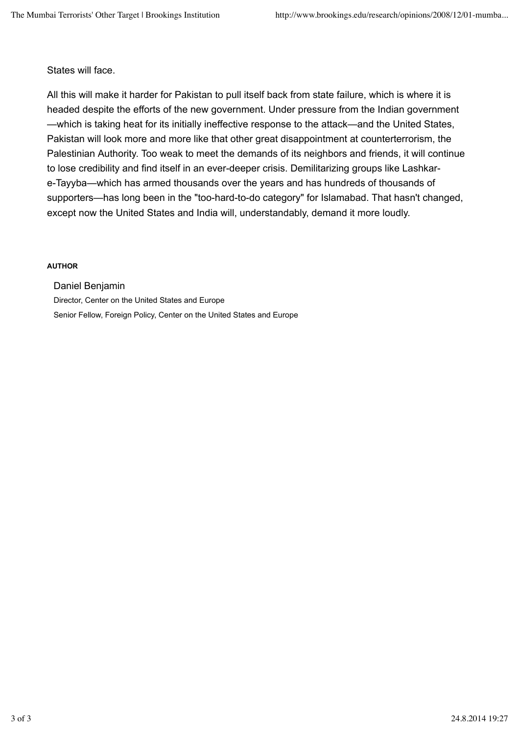States will face.

All this will make it harder for Pakistan to pull itself back from state failure, which is where it is headed despite the efforts of the new government. Under pressure from the Indian government—which is taking heat for its initially ineffective response to the attack—and the United States, Pakistan will look more and more like that other great disappointment at counterterrorism, the Palestinian Authority. Too weak to meet the demands of its neighbors and friends, it will continue to lose credibility and find itself in an ever-deeper crisis. Demilitarizing groups like Lashkar-e-Tayyba—which has armed thousands over the years and has hundreds of thousands of supporters—has long been in the "too-hard-to-do category" for Islamabad. That hasn't changed, except now the United States and India will, understandably, demand it more loudly.

**AUTHOR**

Daniel Benjamin

Director, Center on the United States and Europe

Senior Fellow, Foreign Policy, Center on the United States and Europe